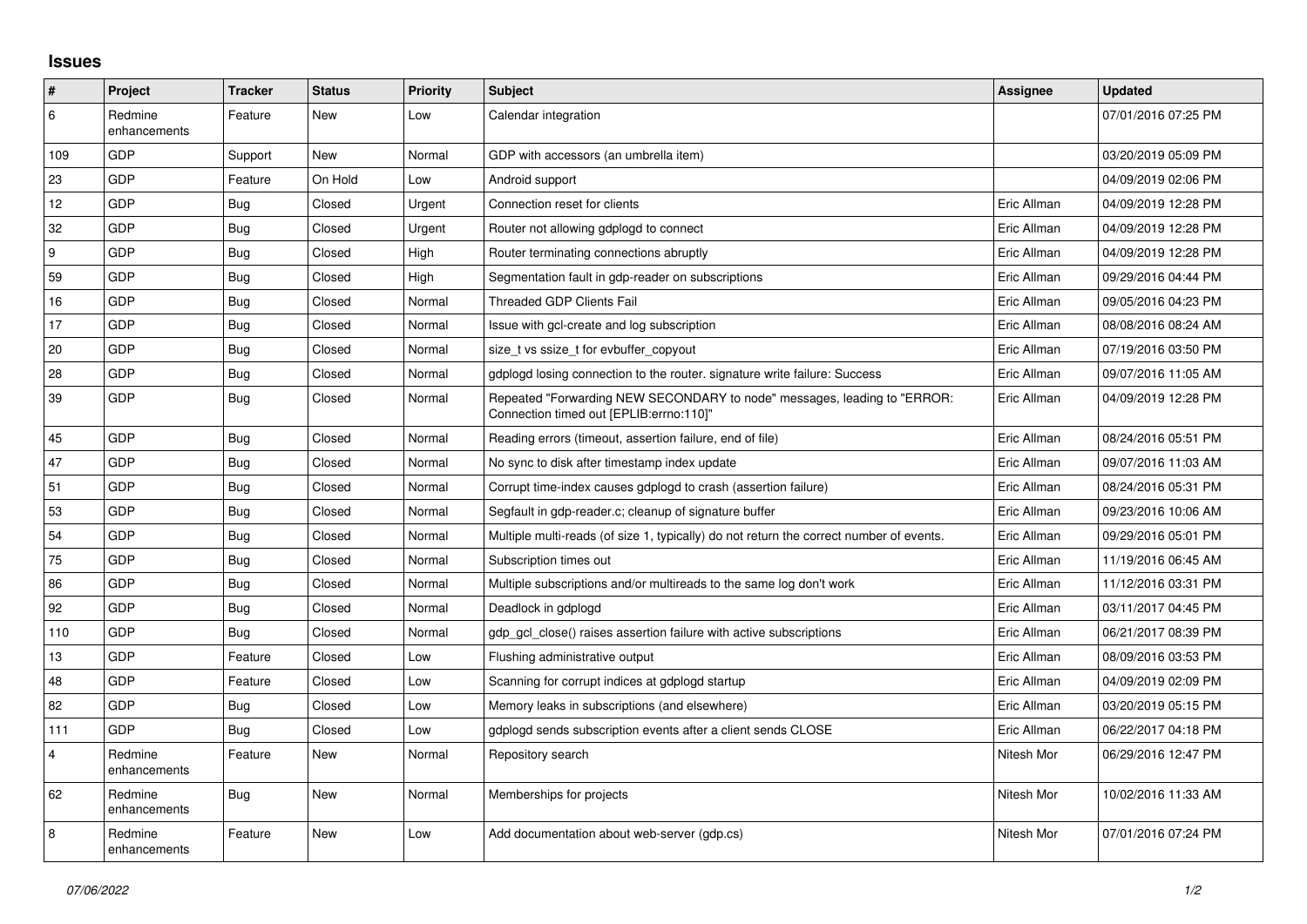# Issues

| # | Project | Tracker | Status | Priority | Subject | Assignee | Updated |
|---|---|---|---|---|---|---|---|
| 6 | Redmine enhancements | Feature | New | Low | Calendar integration | | 07/01/2016 07:25 PM |
| 109 | GDP | Support | New | Normal | GDP with accessors (an umbrella item) | | 03/20/2019 05:09 PM |
| 23 | GDP | Feature | On Hold | Low | Android support | | 04/09/2019 02:06 PM |
| 12 | GDP | Bug | Closed | Urgent | Connection reset for clients | Eric Allman | 04/09/2019 12:28 PM |
| 32 | GDP | Bug | Closed | Urgent | Router not allowing gdplogd to connect | Eric Allman | 04/09/2019 12:28 PM |
| 9 | GDP | Bug | Closed | High | Router terminating connections abruptly | Eric Allman | 04/09/2019 12:28 PM |
| 59 | GDP | Bug | Closed | High | Segmentation fault in gdp-reader on subscriptions | Eric Allman | 09/29/2016 04:44 PM |
| 16 | GDP | Bug | Closed | Normal | Threaded GDP Clients Fail | Eric Allman | 09/05/2016 04:23 PM |
| 17 | GDP | Bug | Closed | Normal | Issue with gcl-create and log subscription | Eric Allman | 08/08/2016 08:24 AM |
| 20 | GDP | Bug | Closed | Normal | size_t vs ssize_t for evbuffer_copyout | Eric Allman | 07/19/2016 03:50 PM |
| 28 | GDP | Bug | Closed | Normal | gdplogd losing connection to the router. signature write failure: Success | Eric Allman | 09/07/2016 11:05 AM |
| 39 | GDP | Bug | Closed | Normal | Repeated "Forwarding NEW SECONDARY to node" messages, leading to "ERROR: Connection timed out [EPLIB:errno:110]" | Eric Allman | 04/09/2019 12:28 PM |
| 45 | GDP | Bug | Closed | Normal | Reading errors (timeout, assertion failure, end of file) | Eric Allman | 08/24/2016 05:51 PM |
| 47 | GDP | Bug | Closed | Normal | No sync to disk after timestamp index update | Eric Allman | 09/07/2016 11:03 AM |
| 51 | GDP | Bug | Closed | Normal | Corrupt time-index causes gdplogd to crash (assertion failure) | Eric Allman | 08/24/2016 05:31 PM |
| 53 | GDP | Bug | Closed | Normal | Segfault in gdp-reader.c; cleanup of signature buffer | Eric Allman | 09/23/2016 10:06 AM |
| 54 | GDP | Bug | Closed | Normal | Multiple multi-reads (of size 1, typically) do not return the correct number of events. | Eric Allman | 09/29/2016 05:01 PM |
| 75 | GDP | Bug | Closed | Normal | Subscription times out | Eric Allman | 11/19/2016 06:45 AM |
| 86 | GDP | Bug | Closed | Normal | Multiple subscriptions and/or multireads to the same log don't work | Eric Allman | 11/12/2016 03:31 PM |
| 92 | GDP | Bug | Closed | Normal | Deadlock in gdplogd | Eric Allman | 03/11/2017 04:45 PM |
| 110 | GDP | Bug | Closed | Normal | gdp_gcl_close() raises assertion failure with active subscriptions | Eric Allman | 06/21/2017 08:39 PM |
| 13 | GDP | Feature | Closed | Low | Flushing administrative output | Eric Allman | 08/09/2016 03:53 PM |
| 48 | GDP | Feature | Closed | Low | Scanning for corrupt indices at gdplogd startup | Eric Allman | 04/09/2019 02:09 PM |
| 82 | GDP | Bug | Closed | Low | Memory leaks in subscriptions (and elsewhere) | Eric Allman | 03/20/2019 05:15 PM |
| 111 | GDP | Bug | Closed | Low | gdplogd sends subscription events after a client sends CLOSE | Eric Allman | 06/22/2017 04:18 PM |
| 4 | Redmine enhancements | Feature | New | Normal | Repository search | Nitesh Mor | 06/29/2016 12:47 PM |
| 62 | Redmine enhancements | Bug | New | Normal | Memberships for projects | Nitesh Mor | 10/02/2016 11:33 AM |
| 8 | Redmine enhancements | Feature | New | Low | Add documentation about web-server (gdp.cs) | Nitesh Mor | 07/01/2016 07:24 PM |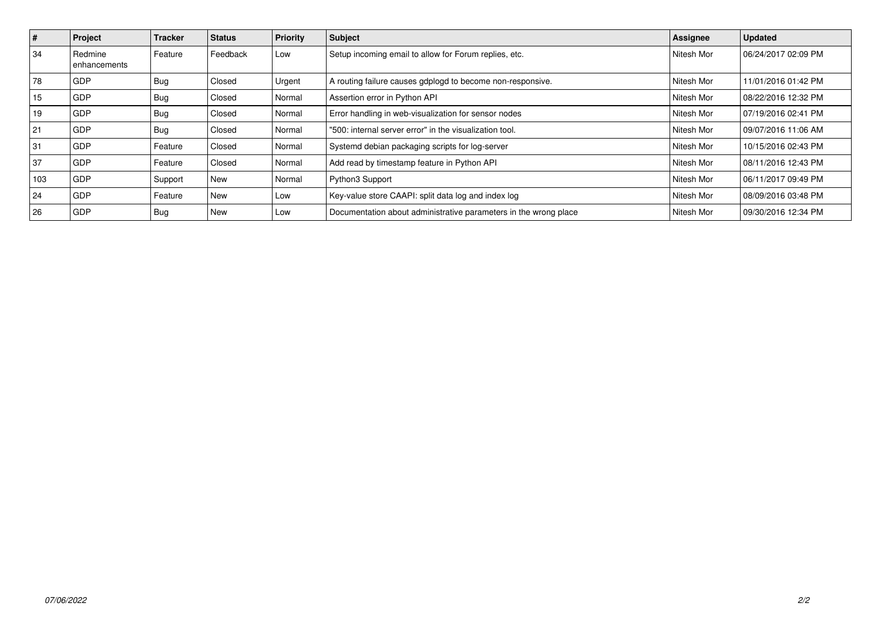| # | Project | Tracker | Status | Priority | Subject | Assignee | Updated |
|---|---|---|---|---|---|---|---|
| 34 | Redmine enhancements | Feature | Feedback | Low | Setup incoming email to allow for Forum replies, etc. | Nitesh Mor | 06/24/2017 02:09 PM |
| 78 | GDP | Bug | Closed | Urgent | A routing failure causes gdplogd to become non-responsive. | Nitesh Mor | 11/01/2016 01:42 PM |
| 15 | GDP | Bug | Closed | Normal | Assertion error in Python API | Nitesh Mor | 08/22/2016 12:32 PM |
| 19 | GDP | Bug | Closed | Normal | Error handling in web-visualization for sensor nodes | Nitesh Mor | 07/19/2016 02:41 PM |
| 21 | GDP | Bug | Closed | Normal | "500: internal server error" in the visualization tool. | Nitesh Mor | 09/07/2016 11:06 AM |
| 31 | GDP | Feature | Closed | Normal | Systemd debian packaging scripts for log-server | Nitesh Mor | 10/15/2016 02:43 PM |
| 37 | GDP | Feature | Closed | Normal | Add read by timestamp feature in Python API | Nitesh Mor | 08/11/2016 12:43 PM |
| 103 | GDP | Support | New | Normal | Python3 Support | Nitesh Mor | 06/11/2017 09:49 PM |
| 24 | GDP | Feature | New | Low | Key-value store CAAPI: split data log and index log | Nitesh Mor | 08/09/2016 03:48 PM |
| 26 | GDP | Bug | New | Low | Documentation about administrative parameters in the wrong place | Nitesh Mor | 09/30/2016 12:34 PM |